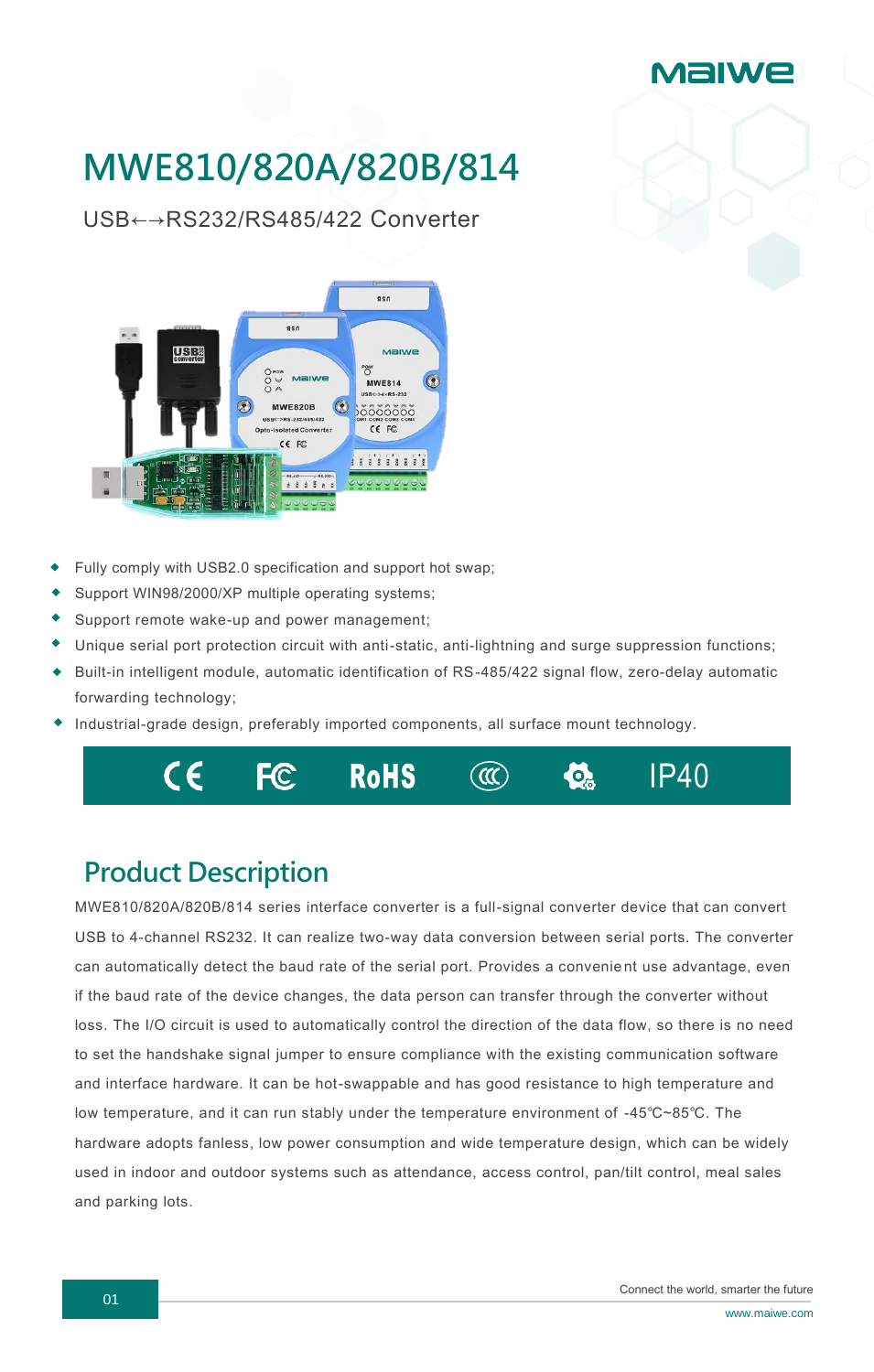# MWE810/820A/820B/814

USB←→RS232/RS485/422 Converter

- Fully comply with USB2.0 specification and support hot swap;
- Support WIN98/2000/XP multiple operating systems;
- Support remote wake-up and power management;
- Unique serial port protection circuit with anti-static, anti-lightning and surge suppression functions;
- Built-in intelligent module, automatic identification of RS-485/422 signal flow, zero-delay automatic forwarding technology;
- Industrial-grade design, preferably imported components, all surface mount technology.

CE FC RoHS IP40

## Product Description

MWE810/820A/820B/814 series interface converter is a full-signal converter device that can convert USB to 4-channel RS232. It can realize two-way data conversion between serial ports. The converter can automatically detect the baud rate of the serial port. Provides a convenient use advantage, even if the baud rate of the device changes, the data person can transfer through the converter without loss. The I/O circuit is used to automatically control the direction of the data flow, so there is no need to set the handshake signal jumper to ensure compliance with the existing communication software and interface hardware. It can be hot-swappable and has good resistance to high temperature and low temperature, and it can run stably under the temperature environment of -45℃~85℃. The hardware adopts fanless, low power consumption and wide temperature design, which can be widely used in indoor and outdoor systems such as attendance, access control, pan/tilt control, meal sales and parking lots.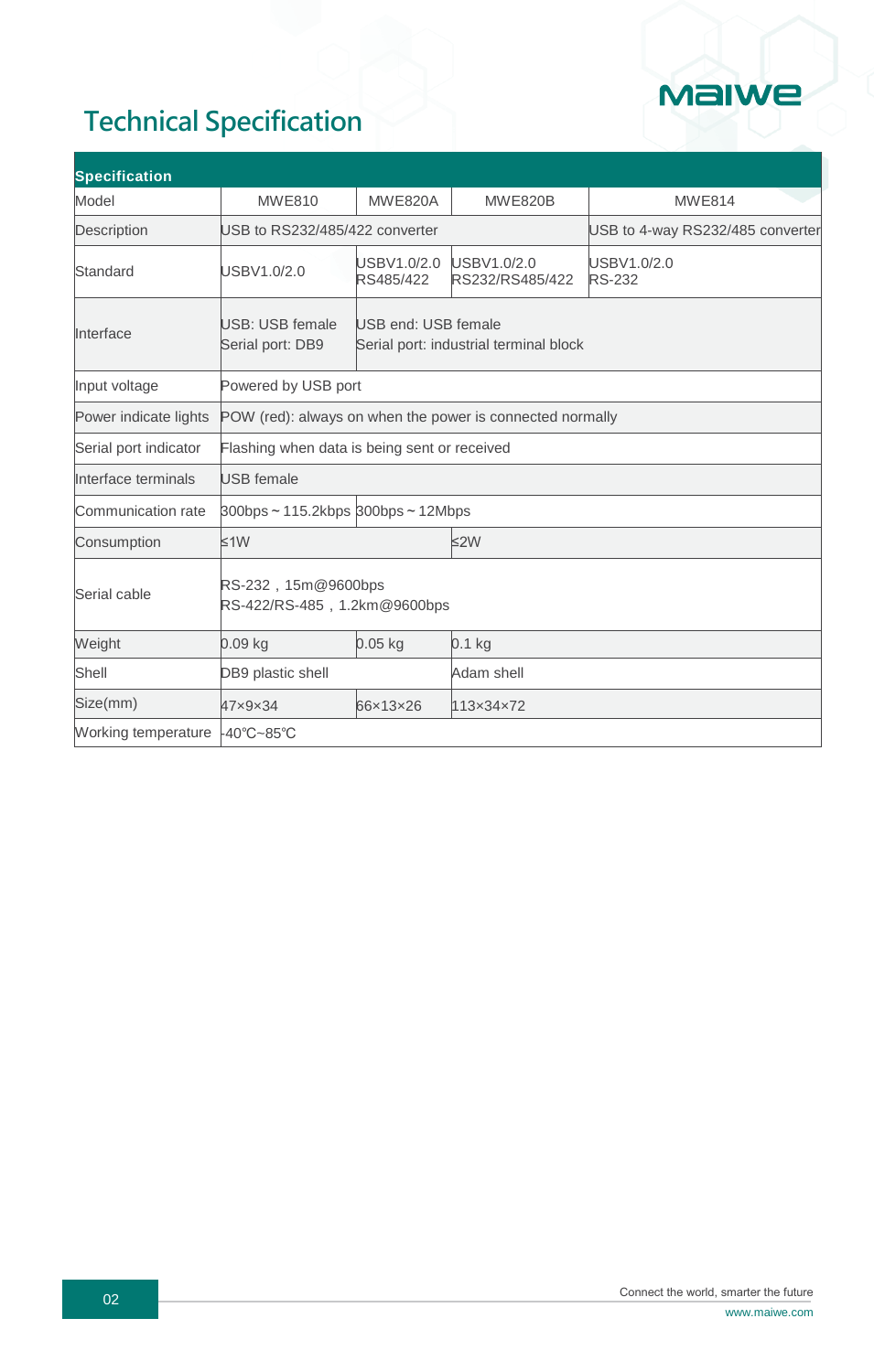# Technical Specification

| Specification | | | | |
|---|---|---|---|---|
| Model | MWE810 | MWE820A | MWE820B | MWE814 |
| Description | USB to RS232/485/422 converter | | | USB to 4-way RS232/485 converter |
| Standard | USBV1.0/2.0 | USBV1.0/2.0 RS485/422 | USBV1.0/2.0 RS232/RS485/422 | USBV1.0/2.0 RS-232 |
| Interface | USB: USB female<br>Serial port: DB9 | USB end: USB female<br>Serial port: industrial terminal block | | |
| Input voltage | Powered by USB port | | | |
| Power indicate lights | POW (red): always on when the power is connected normally | | | |
| Serial port indicator | Flashing when data is being sent or received | | | |
| Interface terminals | USB female | | | |
| Communication rate | 300bps ~ 115.2kbps | 300bps ~ 12Mbps | | |
| Consumption | ≤1W | | ≤2W | |
| Serial cable | RS-232，15m@9600bps<br>RS-422/RS-485，1.2km@9600bps | | | |
| Weight | 0.09 kg | 0.05 kg | 0.1 kg | |
| Shell | DB9 plastic shell | | Adam shell | |
| Size(mm) | 47×9×34 | 66×13×26 | 113×34×72 | |
| Working temperature | -40℃~85℃ | | | |

Connect the world, smarter the future
www.maiwe.com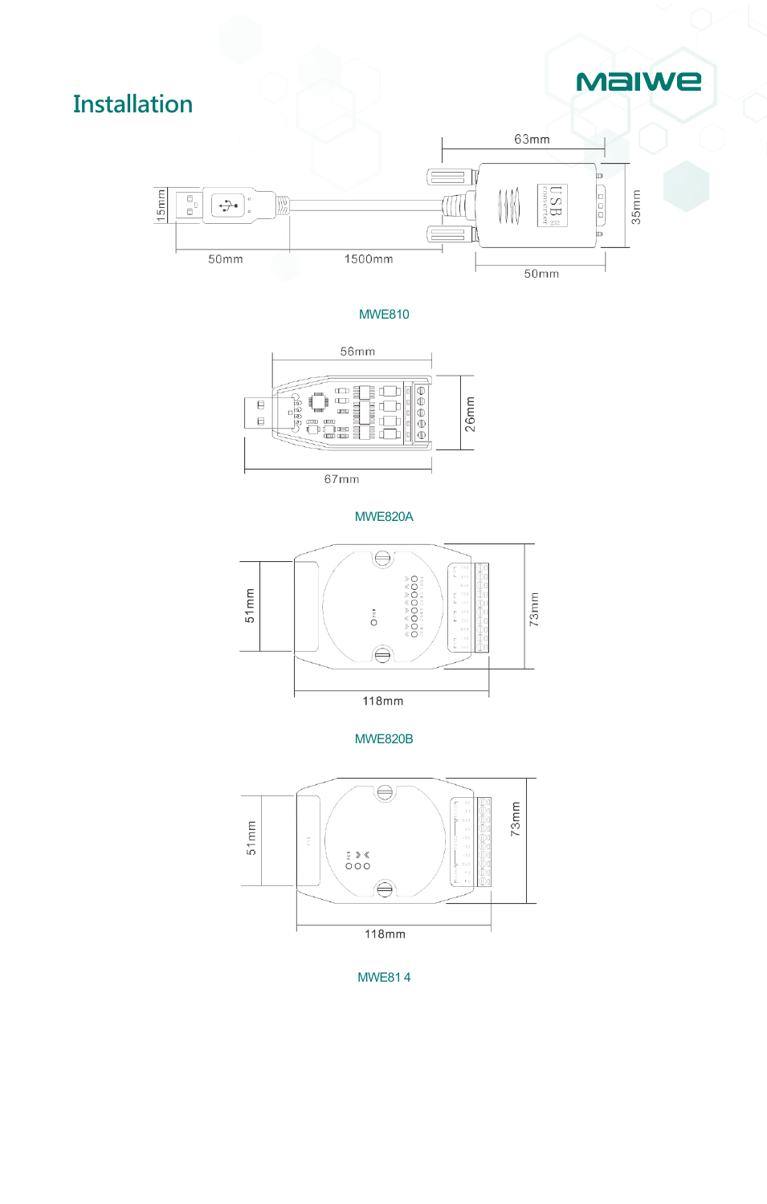# Installation

63mm

15mm

35mm

50mm

1500mm

50mm

MWE810

56mm

26mm

67mm

MWE820A

51mm

73mm

118mm

MWE820B

51mm

73mm

118mm

MWE81 4